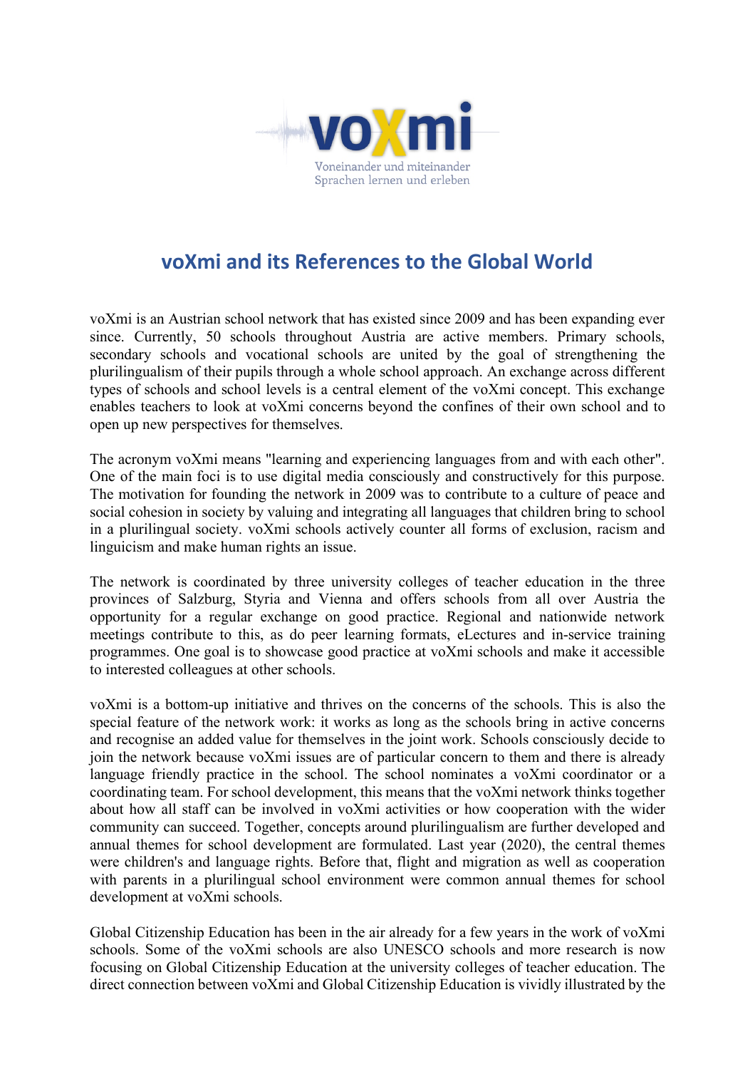voXmi

Voneinander und miteinander
Sprachen lernen und erleben

# voXmi and its References to the Global World

voXmi is an Austrian school network that has existed since 2009 and has been expanding ever since. Currently, 50 schools throughout Austria are active members. Primary schools, secondary schools and vocational schools are united by the goal of strengthening the plurilingualism of their pupils through a whole school approach. An exchange across different types of schools and school levels is a central element of the voXmi concept. This exchange enables teachers to look at voXmi concerns beyond the confines of their own school and to open up new perspectives for themselves.

The acronym voXmi means "learning and experiencing languages from and with each other". One of the main foci is to use digital media consciously and constructively for this purpose. The motivation for founding the network in 2009 was to contribute to a culture of peace and social cohesion in society by valuing and integrating all languages that children bring to school in a plurilingual society. voXmi schools actively counter all forms of exclusion, racism and linguicism and make human rights an issue.

The network is coordinated by three university colleges of teacher education in the three provinces of Salzburg, Styria and Vienna and offers schools from all over Austria the opportunity for a regular exchange on good practice. Regional and nationwide network meetings contribute to this, as do peer learning formats, eLectures and in-service training programmes. One goal is to showcase good practice at voXmi schools and make it accessible to interested colleagues at other schools.

voXmi is a bottom-up initiative and thrives on the concerns of the schools. This is also the special feature of the network work: it works as long as the schools bring in active concerns and recognise an added value for themselves in the joint work. Schools consciously decide to join the network because voXmi issues are of particular concern to them and there is already language friendly practice in the school. The school nominates a voXmi coordinator or a coordinating team. For school development, this means that the voXmi network thinks together about how all staff can be involved in voXmi activities or how cooperation with the wider community can succeed. Together, concepts around plurilingualism are further developed and annual themes for school development are formulated. Last year (2020), the central themes were children's and language rights. Before that, flight and migration as well as cooperation with parents in a plurilingual school environment were common annual themes for school development at voXmi schools.

Global Citizenship Education has been in the air already for a few years in the work of voXmi schools. Some of the voXmi schools are also UNESCO schools and more research is now focusing on Global Citizenship Education at the university colleges of teacher education. The direct connection between voXmi and Global Citizenship Education is vividly illustrated by the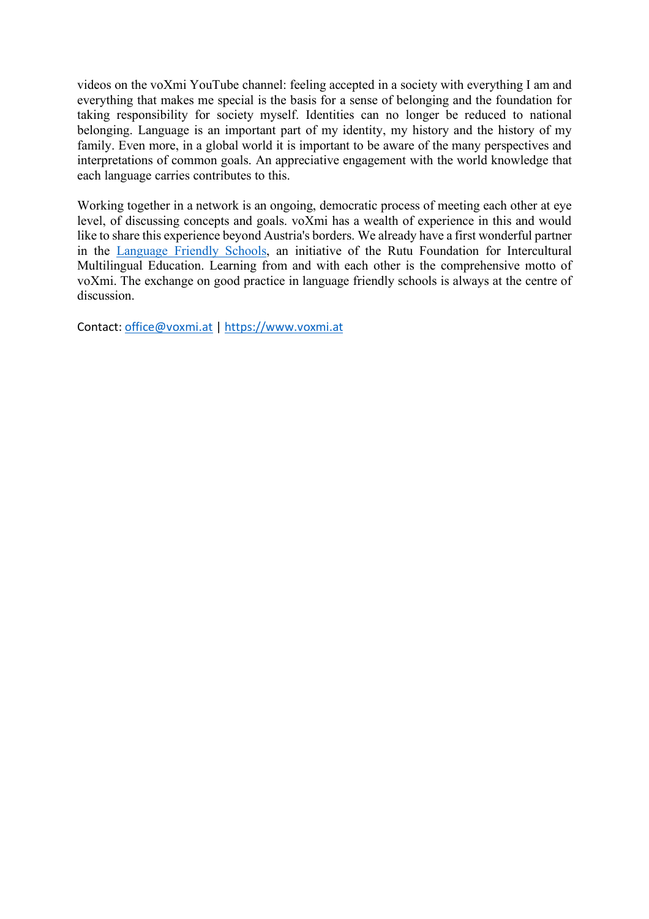videos on the voXmi YouTube channel: feeling accepted in a society with everything I am and everything that makes me special is the basis for a sense of belonging and the foundation for taking responsibility for society myself. Identities can no longer be reduced to national belonging. Language is an important part of my identity, my history and the history of my family. Even more, in a global world it is important to be aware of the many perspectives and interpretations of common goals. An appreciative engagement with the world knowledge that each language carries contributes to this.

Working together in a network is an ongoing, democratic process of meeting each other at eye level, of discussing concepts and goals. voXmi has a wealth of experience in this and would like to share this experience beyond Austria's borders. We already have a first wonderful partner in the Language Friendly Schools, an initiative of the Rutu Foundation for Intercultural Multilingual Education. Learning from and with each other is the comprehensive motto of voXmi. The exchange on good practice in language friendly schools is always at the centre of discussion.

Contact: office@voxmi.at | https://www.voxmi.at